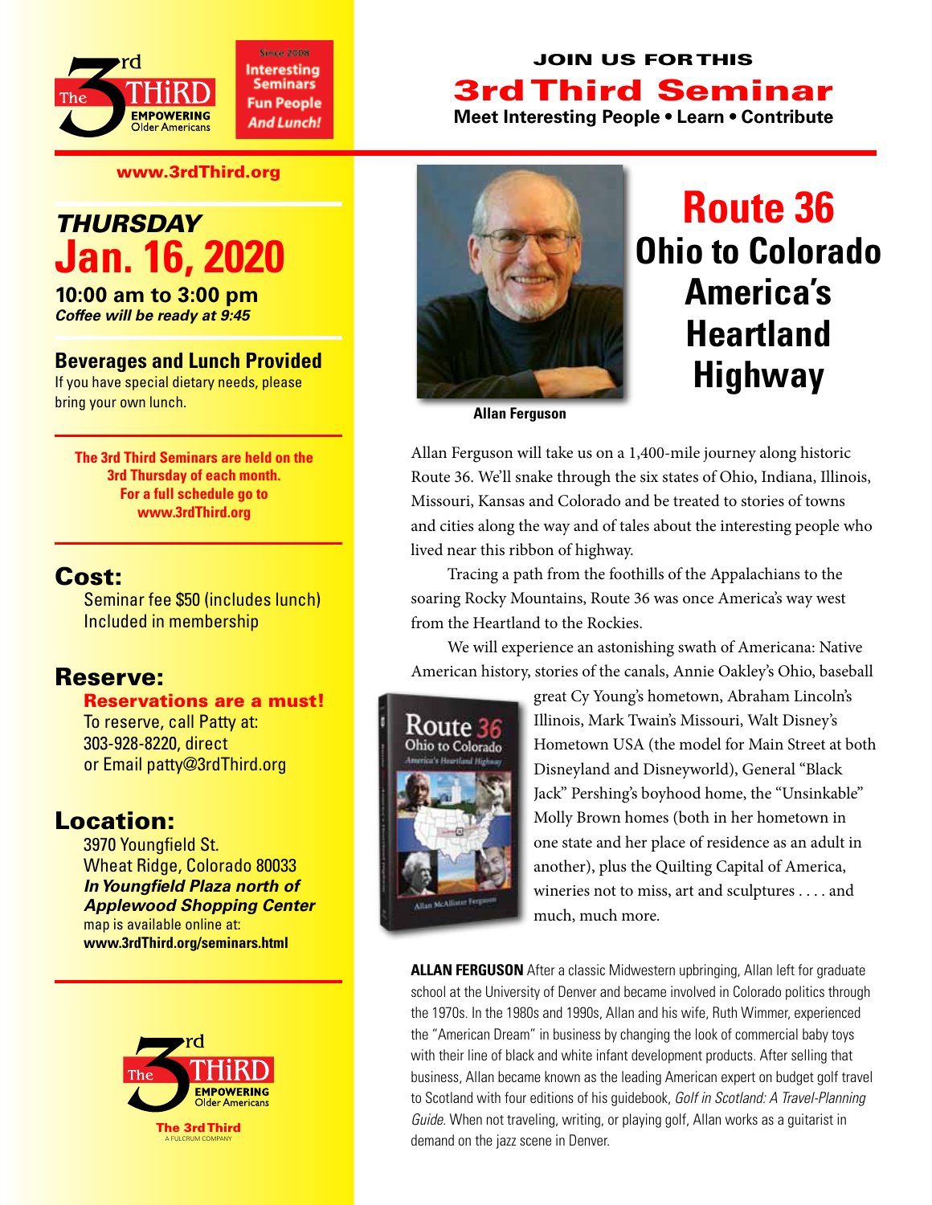The 3rd THiRD EMPOWERING Older Americans

Since 2008 Interesting Seminars Fun People And Lunch!

**www.3rdThird.org**

## THURSDAY Jan. 16, 2020

**10:00 am to 3:00 pm**
***Coffee will be ready at 9:45***

**Beverages and Lunch Provided**
If you have special dietary needs, please bring your own lunch.

**The 3rd Third Seminars are held on the 3rd Thursday of each month. For a full schedule go to www.3rdThird.org**

### Cost:

Seminar fee $50 (includes lunch)
Included in membership

### Reserve:

**Reservations are a must!**
To reserve, call Patty at:
303-928-8220, direct
or Email patty@3rdThird.org

### Location:

3970 Youngfield St.
Wheat Ridge, Colorado 80033
***In Youngfield Plaza north of Applewood Shopping Center***
map is available online at:
**www.3rdThird.org/seminars.html**

The 3rd THiRD EMPOWERING Older Americans
The 3rd Third
A FULCRUM COMPANY

JOIN US FOR THIS

# 3rd Third Seminar

**Meet Interesting People • Learn • Contribute**

# Route 36
## Ohio to Colorado America's Heartland Highway

**Allan Ferguson**

Allan Ferguson will take us on a 1,400-mile journey along historic Route 36. We'll snake through the six states of Ohio, Indiana, Illinois, Missouri, Kansas and Colorado and be treated to stories of towns and cities along the way and of tales about the interesting people who lived near this ribbon of highway.

Tracing a path from the foothills of the Appalachians to the soaring Rocky Mountains, Route 36 was once America's way west from the Heartland to the Rockies.

We will experience an astonishing swath of Americana: Native American history, stories of the canals, Annie Oakley's Ohio, baseball great Cy Young's hometown, Abraham Lincoln's Illinois, Mark Twain's Missouri, Walt Disney's Hometown USA (the model for Main Street at both Disneyland and Disneyworld), General "Black Jack" Pershing's boyhood home, the "Unsinkable" Molly Brown homes (both in her hometown in one state and her place of residence as an adult in another), plus the Quilting Capital of America, wineries not to miss, art and sculptures . . . . and much, much more.

**ALLAN FERGUSON** After a classic Midwestern upbringing, Allan left for graduate school at the University of Denver and became involved in Colorado politics through the 1970s. In the 1980s and 1990s, Allan and his wife, Ruth Wimmer, experienced the "American Dream" in business by changing the look of commercial baby toys with their line of black and white infant development products. After selling that business, Allan became known as the leading American expert on budget golf travel to Scotland with four editions of his guidebook, *Golf in Scotland: A Travel-Planning Guide*. When not traveling, writing, or playing golf, Allan works as a guitarist in demand on the jazz scene in Denver.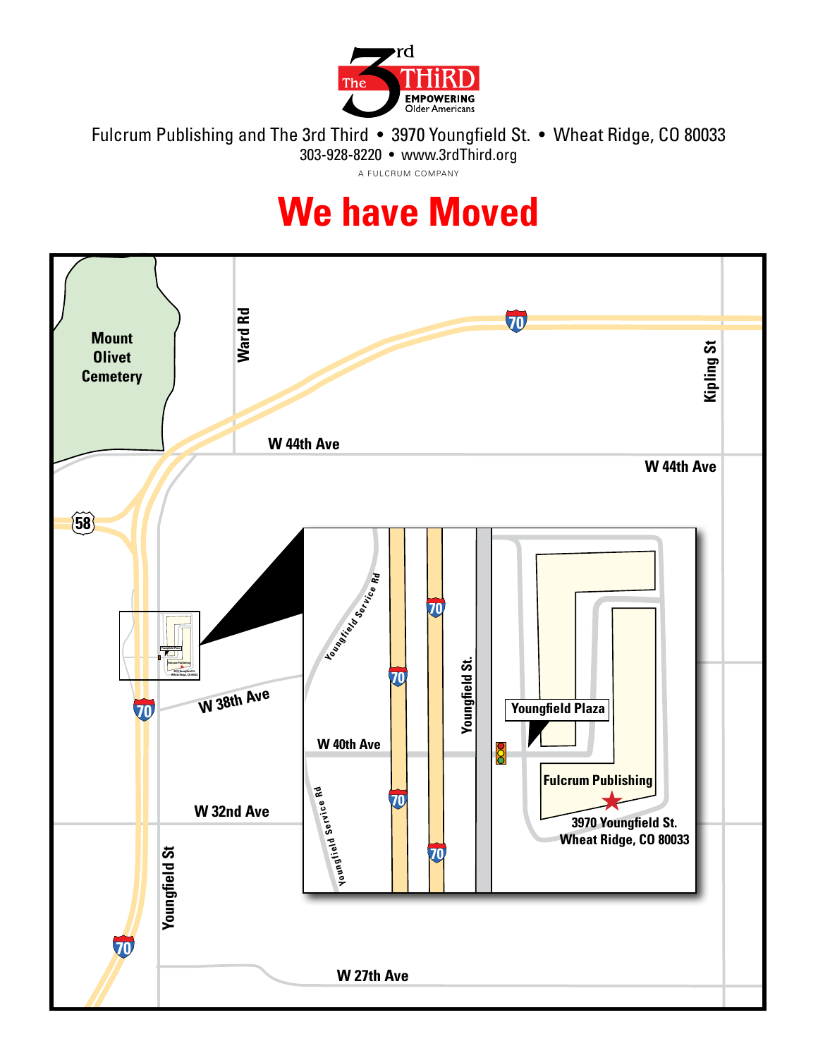The 3rd THiRD
EMPOWERING Older Americans

Fulcrum Publishing and The 3rd Third • 3970 Youngfield St. • Wheat Ridge, CO 80033
303-928-8220 • www.3rdThird.org

A FULCRUM COMPANY

# We have Moved

Mount Olivet Cemetery

Ward Rd

70

Kipling St

W 44th Ave

W 44th Ave

58

Youngfield Service Rd

70

70

Youngfield St.

Youngfield Plaza

W 40th Ave

Fulcrum Publishing

70

70

3970 Youngfield St.
Wheat Ridge, CO 80033

Youngfield Service Rd

70

W 38th Ave

W 32nd Ave

Youngfield St

70

W 27th Ave